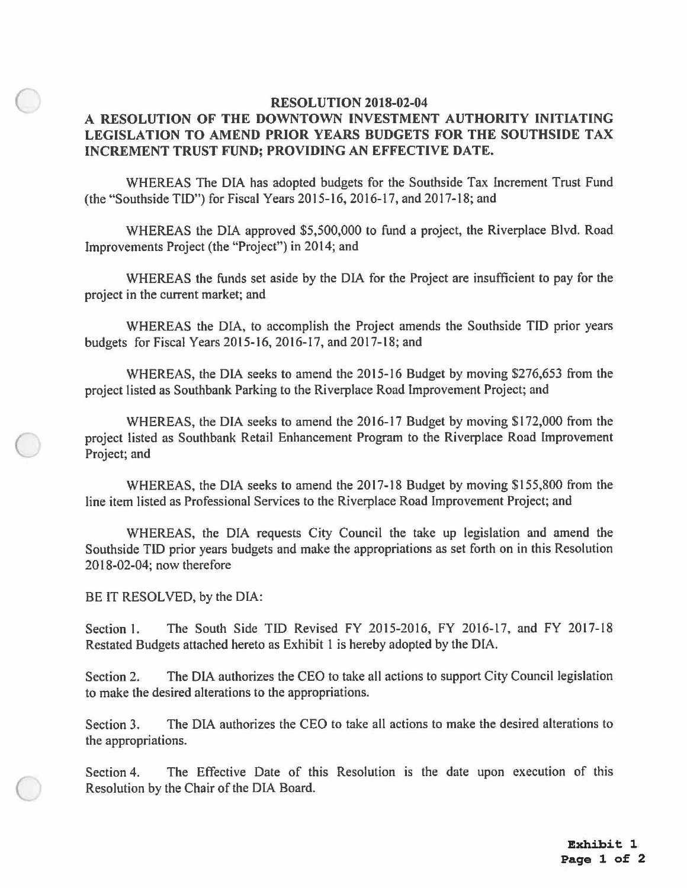# RESOLUTION 2018-02-04

## A RESOLUTION OF THE DOWNTOWN INVESTMENT AUTHORITY INITIATING LEGISLATION TO AMEND PRIOR YEARS BUDGETS FOR THE SOUTHSIDE TAX INCREMENT TRUST FUND; PROVIDING AN EFFECTIVE DATE.

WHEREAS The DIA has adopted budgets for the Southside Tax Increment Trust Fund (the "Southside TID") for Fiscal Years 2015-16, 2016-17, and 2017-18; and

WHEREAS the DIA approved $5,500,000 to fund a project, the Riverplace Blvd. Road Improvements Project (the "Project") in 2014; and

WHEREAS the funds set aside by the DIA for the Project are insufficient to pay for the project in the current market; and

WHEREAS the DIA, to accomplish the Project amends the Southside TID prior years budgets for Fiscal Years 2015-16, 2016-17, and 2017-18; and

WHEREAS, the DIA seeks to amend the 2015-16 Budget by moving $276,653 from the project listed as Southbank Parking to the Riverplace Road Improvement Project; and

WHEREAS, the DIA seeks to amend the 2016-17 Budget by moving $172,000 from the project listed as Southbank Retail Enhancement Program to the Riverplace Road Improvement Project; and

WHEREAS, the DIA seeks to amend the 2017-18 Budget by moving $155,800 from the line item listed as Professional Services to the Riverplace Road Improvement Project; and

WHEREAS, the DIA requests City Council the take up legislation and amend the Southside TID prior years budgets and make the appropriations as set forth on in this Resolution 2018-02-04; now therefore

BE IT RESOLVED, by the DIA:

Section 1. The South Side TID Revised FY 2015-2016, FY 2016-17, and FY 2017-18 Restated Budgets attached hereto as Exhibit 1 is hereby adopted by the DIA.

Section 2. The DIA authorizes the CEO to take all actions to support City Council legislation to make the desired alterations to the appropriations.

Section 3. The DIA authorizes the CEO to take all actions to make the desired alterations to the appropriations.

Section 4. The Effective Date of this Resolution is the date upon execution of this Resolution by the Chair of the DIA Board.

**Exhibit 1**
**Page 1 of 2**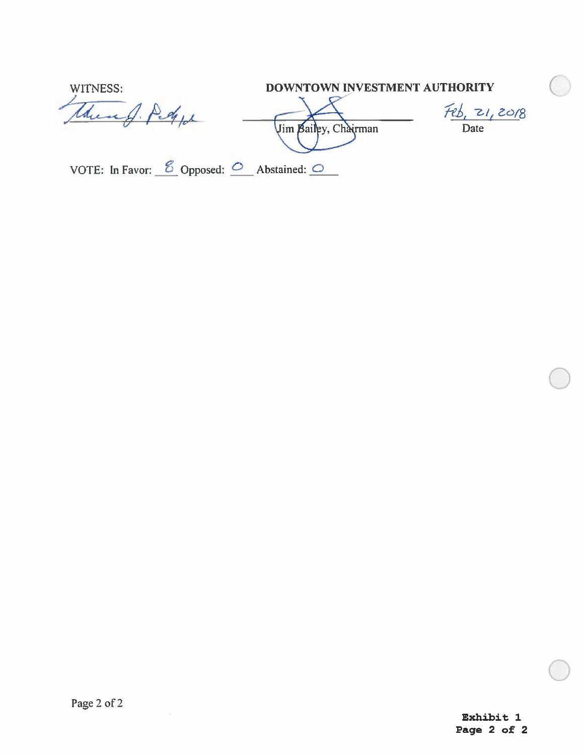WITNESS: DOWNTOWN INVESTMENT AUTHORITY

_______________________ _______________________ Feb, 21, 2018

Jim Bailey, Chairman Date

VOTE: In Favor: 8 Opposed: 0 Abstained: 0

Exhibit 1
Page 2 of 2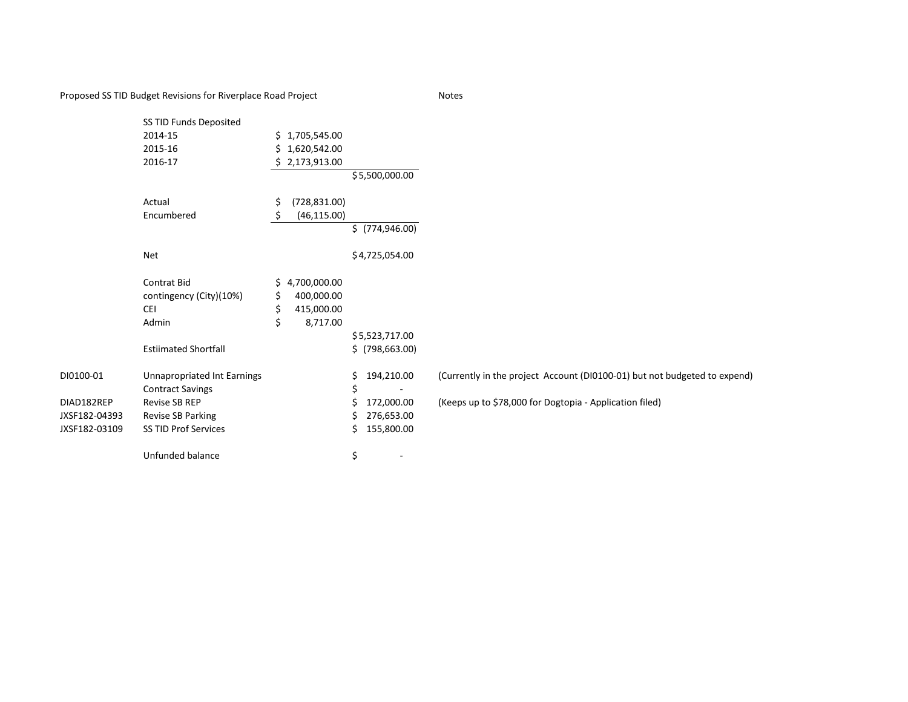Proposed SS TID Budget Revisions for Riverplace Road Project

| | | | | Notes |
|---|---|---|---|---|
| | SS TID Funds Deposited | | | |
| | 2014-15 | $ 1,705,545.00 | | |
| | 2015-16 | $ 1,620,542.00 | | |
| | 2016-17 | $ 2,173,913.00 | | |
| | | | $ 5,500,000.00 | |
| | Actual | $ (728,831.00) | | |
| | Encumbered | $ (46,115.00) | | |
| | | | $ (774,946.00) | |
| | Net | | $ 4,725,054.00 | |
| | Contrat Bid | $ 4,700,000.00 | | |
| | contingency (City)(10%) | $ 400,000.00 | | |
| | CEI | $ 415,000.00 | | |
| | Admin | $ 8,717.00 | | |
| | | | $ 5,523,717.00 | |
| | Estiimated Shortfall | | $ (798,663.00) | |
| DI0100-01 | Unnapropriated Int Earnings | | $ 194,210.00 | (Currently in the project Account (DI0100-01) but not budgeted to expend) |
| | Contract Savings | | $ - | |
| DIAD182REP | Revise SB REP | | $ 172,000.00 | (Keeps up to $78,000 for Dogtopia - Application filed) |
| JXSF182-04393 | Revise SB Parking | | $ 276,653.00 | |
| JXSF182-03109 | SS TID Prof Services | | $ 155,800.00 | |
| | Unfunded balance | | $ - | |